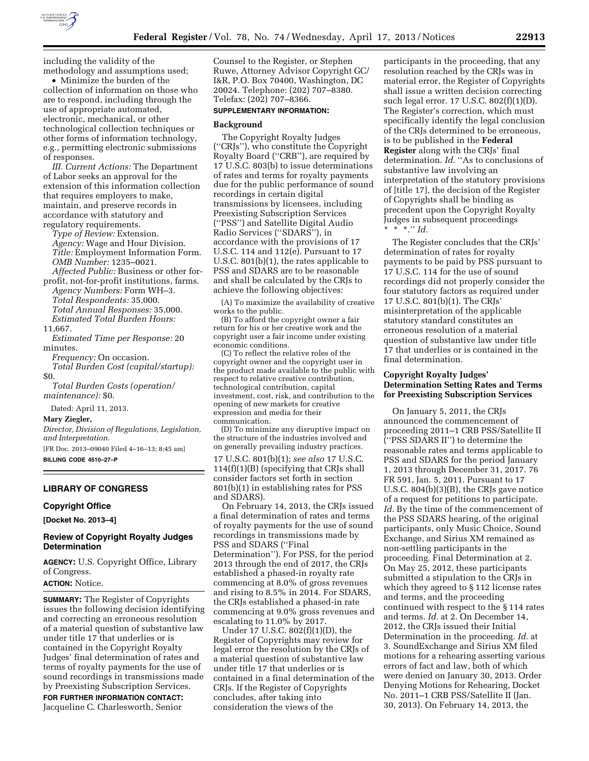including the validity of the methodology and assumptions used;

- Minimize the burden of the collection of information on those who are to respond, including through the use of appropriate automated, electronic, mechanical, or other technological collection techniques or other forms of information technology, e.g., permitting electronic submissions of responses.

*III. Current Actions:* The Department of Labor seeks an approval for the extension of this information collection that requires employers to make, maintain, and preserve records in accordance with statutory and regulatory requirements.

*Type of Review:* Extension.

*Agency:* Wage and Hour Division.

*Title:* Employment Information Form.

*OMB Number:* 1235–0021.

*Affected Public:* Business or other for-profit, not-for-profit institutions, farms.

*Agency Numbers:* Form WH–3.

*Total Respondents:* 35,000.

*Total Annual Responses:* 35,000.

*Estimated Total Burden Hours:* 11,667.

*Estimated Time per Response:* 20 minutes.

*Frequency:* On occasion.

*Total Burden Cost (capital/startup):* $0.

*Total Burden Costs (operation/maintenance):* $0.

Dated: April 11, 2013.

**Mary Ziegler,**

*Director, Division of Regulations, Legislation, and Interpretation.*

[FR Doc. 2013–09040 Filed 4–16–13; 8:45 am]

**BILLING CODE 4510–27–P**

## LIBRARY OF CONGRESS

### Copyright Office

**[Docket No. 2013–4]**

### Review of Copyright Royalty Judges Determination

**AGENCY:** U.S. Copyright Office, Library of Congress.

**ACTION:** Notice.

**SUMMARY:** The Register of Copyrights issues the following decision identifying and correcting an erroneous resolution of a material question of substantive law under title 17 that underlies or is contained in the Copyright Royalty Judges' final determination of rates and terms of royalty payments for the use of sound recordings in transmissions made by Preexisting Subscription Services.

**FOR FURTHER INFORMATION CONTACT:** Jacqueline C. Charlesworth, Senior Counsel to the Register, or Stephen Ruwe, Attorney Advisor Copyright GC/I&R, P.O. Box 70400, Washington, DC 20024. Telephone: (202) 707–8380. Telefax: (202) 707–8366.

**SUPPLEMENTARY INFORMATION:**

**Background**

The Copyright Royalty Judges (''CRJs''), who constitute the Copyright Royalty Board (''CRB''), are required by 17 U.S.C. 803(b) to issue determinations of rates and terms for royalty payments due for the public performance of sound recordings in certain digital transmissions by licensees, including Preexisting Subscription Services (''PSS'') and Satellite Digital Audio Radio Services (''SDARS''), in accordance with the provisions of 17 U.S.C. 114 and 112(e). Pursuant to 17 U.S.C. 801(b)(1), the rates applicable to PSS and SDARS are to be reasonable and shall be calculated by the CRJs to achieve the following objectives:

(A) To maximize the availability of creative works to the public.

(B) To afford the copyright owner a fair return for his or her creative work and the copyright user a fair income under existing economic conditions.

(C) To reflect the relative roles of the copyright owner and the copyright user in the product made available to the public with respect to relative creative contribution, technological contribution, capital investment, cost, risk, and contribution to the opening of new markets for creative expression and media for their communication.

(D) To minimize any disruptive impact on the structure of the industries involved and on generally prevailing industry practices.

17 U.S.C. 801(b)(1); *see also* 17 U.S.C. 114(f)(1)(B) (specifying that CRJs shall consider factors set forth in section 801(b)(1) in establishing rates for PSS and SDARS).

On February 14, 2013, the CRJs issued a final determination of rates and terms of royalty payments for the use of sound recordings in transmissions made by PSS and SDARS (''Final Determination''). For PSS, for the period 2013 through the end of 2017, the CRJs established a phased-in royalty rate commencing at 8.0% of gross revenues and rising to 8.5% in 2014. For SDARS, the CRJs established a phased-in rate commencing at 9.0% gross revenues and escalating to 11.0% by 2017.

Under 17 U.S.C. 802(f)(1)(D), the Register of Copyrights may review for legal error the resolution by the CRJs of a material question of substantive law under title 17 that underlies or is contained in a final determination of the CRJs. If the Register of Copyrights concludes, after taking into consideration the views of the participants in the proceeding, that any resolution reached by the CRJs was in material error, the Register of Copyrights shall issue a written decision correcting such legal error. 17 U.S.C. 802(f)(1)(D). The Register's correction, which must specifically identify the legal conclusion of the CRJs determined to be erroneous, is to be published in the **Federal Register** along with the CRJs' final determination. *Id.* ''As to conclusions of substantive law involving an interpretation of the statutory provisions of [title 17], the decision of the Register of Copyrights shall be binding as precedent upon the Copyright Royalty Judges in subsequent proceedings * * *.'' *Id.*

The Register concludes that the CRJs' determination of rates for royalty payments to be paid by PSS pursuant to 17 U.S.C. 114 for the use of sound recordings did not properly consider the four statutory factors as required under 17 U.S.C. 801(b)(1). The CRJs' misinterpretation of the applicable statutory standard constitutes an erroneous resolution of a material question of substantive law under title 17 that underlies or is contained in the final determination.

**Copyright Royalty Judges' Determination Setting Rates and Terms for Preexisting Subscription Services**

On January 5, 2011, the CRJs announced the commencement of proceeding 2011–1 CRB PSS/Satellite II (''PSS SDARS II'') to determine the reasonable rates and terms applicable to PSS and SDARS for the period January 1, 2013 through December 31, 2017. 76 FR 591, Jan. 5, 2011. Pursuant to 17 U.S.C. 804(b)(3)(B), the CRJs gave notice of a request for petitions to participate. *Id.* By the time of the commencement of the PSS SDARS hearing, of the original participants, only Music Choice, Sound Exchange, and Sirius XM remained as non-settling participants in the proceeding. Final Determination at 2. On May 25, 2012, these participants submitted a stipulation to the CRJs in which they agreed to § 112 license rates and terms, and the proceeding continued with respect to the § 114 rates and terms. *Id.* at 2. On December 14, 2012, the CRJs issued their Initial Determination in the proceeding. *Id.* at 3. SoundExchange and Sirius XM filed motions for a rehearing asserting various errors of fact and law, both of which were denied on January 30, 2013. Order Denying Motions for Rehearing, Docket No. 2011–1 CRB PSS/Satellite II (Jan. 30, 2013). On February 14, 2013, the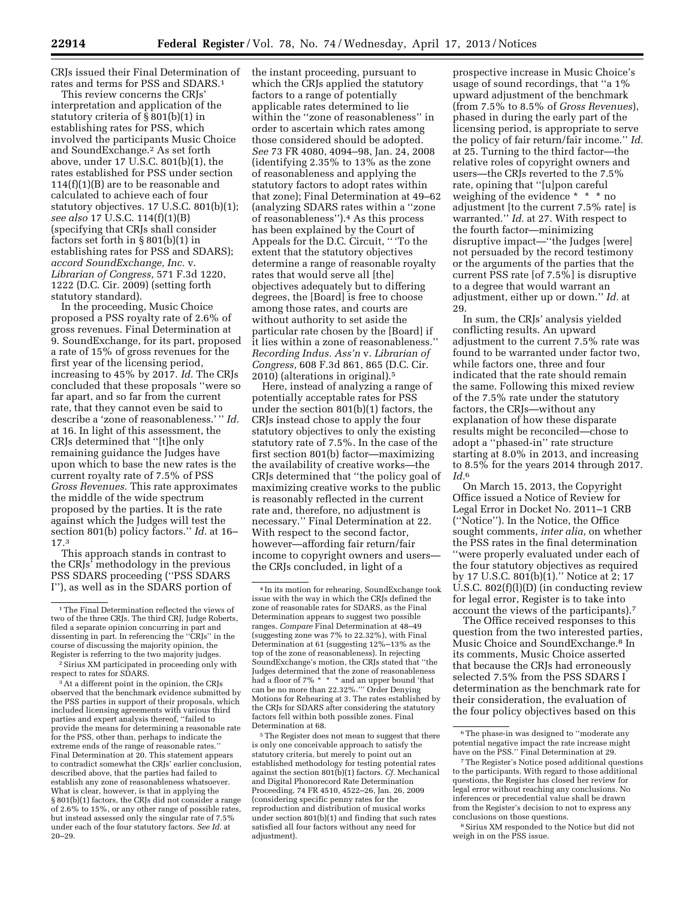CRJs issued their Final Determination of rates and terms for PSS and SDARS.[1]

This review concerns the CRJs' interpretation and application of the statutory criteria of § 801(b)(1) in establishing rates for PSS, which involved the participants Music Choice and SoundExchange.[2] As set forth above, under 17 U.S.C. 801(b)(1), the rates established for PSS under section 114(f)(1)(B) are to be reasonable and calculated to achieve each of four statutory objectives. 17 U.S.C. 801(b)(1); *see also* 17 U.S.C. 114(f)(1)(B) (specifying that CRJs shall consider factors set forth in § 801(b)(1) in establishing rates for PSS and SDARS); *accord SoundExchange, Inc.* v. *Librarian of Congress,* 571 F.3d 1220, 1222 (D.C. Cir. 2009) (setting forth statutory standard).

In the proceeding, Music Choice proposed a PSS royalty rate of 2.6% of gross revenues. Final Determination at 9. SoundExchange, for its part, proposed a rate of 15% of gross revenues for the first year of the licensing period, increasing to 45% by 2017. *Id.* The CRJs concluded that these proposals "were so far apart, and so far from the current rate, that they cannot even be said to describe a 'zone of reasonableness.' " *Id.* at 16. In light of this assessment, the CRJs determined that "[t]he only remaining guidance the Judges have upon which to base the new rates is the current royalty rate of 7.5% of PSS *Gross Revenues.* This rate approximates the middle of the wide spectrum proposed by the parties. It is the rate against which the Judges will test the section 801(b) policy factors." *Id.* at 16–17.[3]

This approach stands in contrast to the CRJs' methodology in the previous PSS SDARS proceeding ("PSS SDARS I"), as well as in the SDARS portion of the instant proceeding, pursuant to which the CRJs applied the statutory factors to a range of potentially applicable rates determined to lie within the "zone of reasonableness" in order to ascertain which rates among those considered should be adopted. *See* 73 FR 4080, 4094–98, Jan. 24, 2008 (identifying 2.35% to 13% as the zone of reasonableness and applying the statutory factors to adopt rates within that zone); Final Determination at 49–62 (analyzing SDARS rates within a "zone of reasonableness").[4] As this process has been explained by the Court of Appeals for the D.C. Circuit, " 'To the extent that the statutory objectives determine a range of reasonable royalty rates that would serve all [the] objectives adequately but to differing degrees, the [Board] is free to choose among those rates, and courts are without authority to set aside the particular rate chosen by the [Board] if it lies within a zone of reasonableness.' " *Recording Indus. Ass'n* v. *Librarian of Congress,* 608 F.3d 861, 865 (D.C. Cir. 2010) (alterations in original).[5]

Here, instead of analyzing a range of potentially acceptable rates for PSS under the section 801(b)(1) factors, the CRJs instead chose to apply the four statutory objectives to only the existing statutory rate of 7.5%. In the case of the first section 801(b) factor—maximizing the availability of creative works—the CRJs determined that "the policy goal of maximizing creative works to the public is reasonably reflected in the current rate and, therefore, no adjustment is necessary." Final Determination at 22. With respect to the second factor, however—affording fair return/fair income to copyright owners and users—the CRJs concluded, in light of a prospective increase in Music Choice's usage of sound recordings, that "a 1% upward adjustment of the benchmark (from 7.5% to 8.5% of *Gross Revenues*), phased in during the early part of the licensing period, is appropriate to serve the policy of fair return/fair income." *Id.* at 25. Turning to the third factor—the relative roles of copyright owners and users—the CRJs reverted to the 7.5% rate, opining that "[u]pon careful weighing of the evidence * * * no adjustment [to the current 7.5% rate] is warranted." *Id.* at 27. With respect to the fourth factor—minimizing disruptive impact—"the Judges [were] not persuaded by the record testimony or the arguments of the parties that the current PSS rate [of 7.5%] is disruptive to a degree that would warrant an adjustment, either up or down." *Id.* at 29.

In sum, the CRJs' analysis yielded conflicting results. An upward adjustment to the current 7.5% rate was found to be warranted under factor two, while factors one, three and four indicated that the rate should remain the same. Following this mixed review of the 7.5% rate under the statutory factors, the CRJs—without any explanation of how these disparate results might be reconciled—chose to adopt a "phased-in" rate structure starting at 8.0% in 2013, and increasing to 8.5% for the years 2014 through 2017. *Id.*[6]

On March 15, 2013, the Copyright Office issued a Notice of Review for Legal Error in Docket No. 2011–1 CRB ("Notice"). In the Notice, the Office sought comments, *inter alia,* on whether the PSS rates in the final determination "were properly evaluated under each of the four statutory objectives as required by 17 U.S.C. 801(b)(1)." Notice at 2; 17 U.S.C. 802(f)(l)(D) (in conducting review for legal error, Register is to take into account the views of the participants).[7]

The Office received responses to this question from the two interested parties, Music Choice and SoundExchange.[8] In its comments, Music Choice asserted that because the CRJs had erroneously selected 7.5% from the PSS SDARS I determination as the benchmark rate for their consideration, the evaluation of the four policy objectives based on this

---

[1] The Final Determination reflected the views of two of the three CRJs. The third CRJ, Judge Roberts, filed a separate opinion concurring in part and dissenting in part. In referencing the "CRJs" in the course of discussing the majority opinion, the Register is referring to the two majority judges.

[2] Sirius XM participated in proceeding only with respect to rates for SDARS.

[3] At a different point in the opinion, the CRJs observed that the benchmark evidence submitted by the PSS parties in support of their proposals, which included licensing agreements with various third parties and expert analysis thereof, "failed to provide the means for determining a reasonable rate for the PSS, other than, perhaps to indicate the extreme ends of the range of reasonable rates." Final Determination at 20. This statement appears to contradict somewhat the CRJs' earlier conclusion, described above, that the parties had failed to establish any zone of reasonableness whatsoever. What is clear, however, is that in applying the § 801(b)(1) factors, the CRJs did not consider a range of 2.6% to 15%, or any other range of possible rates, but instead assessed only the singular rate of 7.5% under each of the four statutory factors. *See Id.* at 20–29.

[4] In its motion for rehearing, SoundExchange took issue with the way in which the CRJs defined the zone of reasonable rates for SDARS, as the Final Determination appears to suggest two possible ranges. *Compare* Final Determination at 48–49 (suggesting zone was 7% to 22.32%), with Final Determination at 61 (suggesting 12%–13% as the top of the zone of reasonableness). In rejecting SoundExchange's motion, the CRJs stated that "the Judges determined that the zone of reasonableness had a floor of 7% * * * and an upper bound 'that can be no more than 22.32%.'" Order Denying Motions for Rehearing at 3. The rates established by the CRJs for SDARS after considering the statutory factors fell within both possible zones. Final Determination at 68.

[5] The Register does not mean to suggest that there is only one conceivable approach to satisfy the statutory criteria, but merely to point out an established methodology for testing potential rates against the section 801(b)(1) factors. *Cf.* Mechanical and Digital Phonorecord Rate Determination Proceeding, 74 FR 4510, 4522–26, Jan. 26, 2009 (considering specific penny rates for the reproduction and distribution of musical works under section 801(b)(1) and finding that such rates satisfied all four factors without any need for adjustment).

[6] The phase-in was designed to "moderate any potential negative impact the rate increase might have on the PSS." Final Determination at 29.

[7] The Register's Notice posed additional questions to the participants. With regard to those additional questions, the Register has closed her review for legal error without reaching any conclusions. No inferences or precedential value shall be drawn from the Register's decision to not to express any conclusions on those questions.

[8] Sirius XM responded to the Notice but did not weigh in on the PSS issue.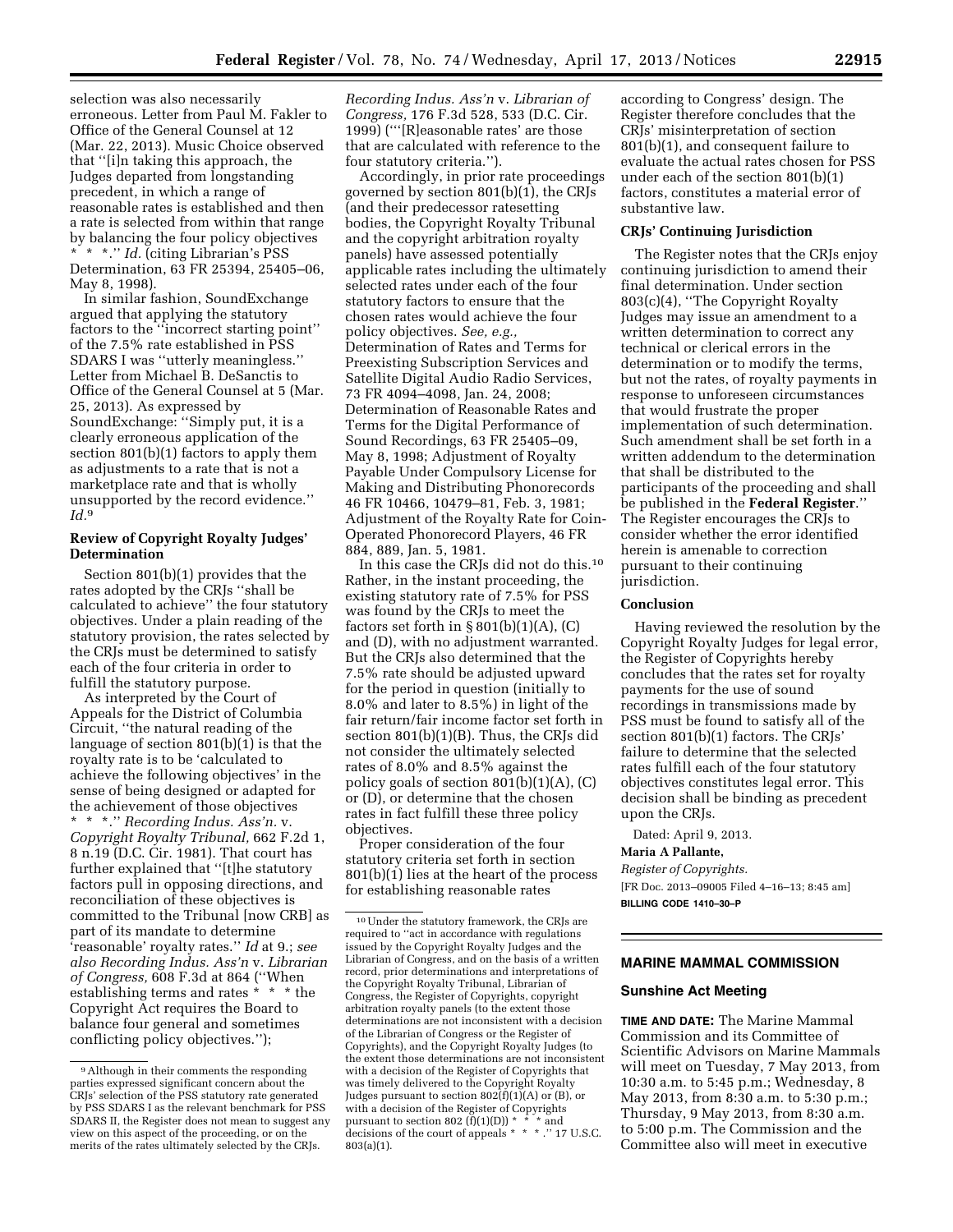selection was also necessarily erroneous. Letter from Paul M. Fakler to Office of the General Counsel at 12 (Mar. 22, 2013). Music Choice observed that ''[i]n taking this approach, the Judges departed from longstanding precedent, in which a range of reasonable rates is established and then a rate is selected from within that range by balancing the four policy objectives * * *.'' *Id.* (citing Librarian's PSS Determination, 63 FR 25394, 25405–06, May 8, 1998).

In similar fashion, SoundExchange argued that applying the statutory factors to the ''incorrect starting point'' of the 7.5% rate established in PSS SDARS I was ''utterly meaningless.'' Letter from Michael B. DeSanctis to Office of the General Counsel at 5 (Mar. 25, 2013). As expressed by SoundExchange: ''Simply put, it is a clearly erroneous application of the section 801(b)(1) factors to apply them as adjustments to a rate that is not a marketplace rate and that is wholly unsupported by the record evidence.'' *Id.*[9]

**Review of Copyright Royalty Judges' Determination**

Section 801(b)(1) provides that the rates adopted by the CRJs ''shall be calculated to achieve'' the four statutory objectives. Under a plain reading of the statutory provision, the rates selected by the CRJs must be determined to satisfy each of the four criteria in order to fulfill the statutory purpose.

As interpreted by the Court of Appeals for the District of Columbia Circuit, ''the natural reading of the language of section 801(b)(1) is that the royalty rate is to be 'calculated to achieve the following objectives' in the sense of being designed or adapted for the achievement of those objectives * * *.'' *Recording Indus. Ass'n.* v. *Copyright Royalty Tribunal,* 662 F.2d 1, 8 n.19 (D.C. Cir. 1981). That court has further explained that ''[t]he statutory factors pull in opposing directions, and reconciliation of these objectives is committed to the Tribunal [now CRB] as part of its mandate to determine 'reasonable' royalty rates.'' *Id* at 9.; *see also Recording Indus. Ass'n* v. *Librarian of Congress,* 608 F.3d at 864 (''When establishing terms and rates * * * the Copyright Act requires the Board to balance four general and sometimes conflicting policy objectives.''); *Recording Indus. Ass'n* v. *Librarian of Congress,* 176 F.3d 528, 533 (D.C. Cir. 1999) ('''[R]easonable rates' are those that are calculated with reference to the four statutory criteria.'').

Accordingly, in prior rate proceedings governed by section 801(b)(1), the CRJs (and their predecessor ratesetting bodies, the Copyright Royalty Tribunal and the copyright arbitration royalty panels) have assessed potentially applicable rates including the ultimately selected rates under each of the four statutory factors to ensure that the chosen rates would achieve the four policy objectives. *See, e.g.,* Determination of Rates and Terms for Preexisting Subscription Services and Satellite Digital Audio Radio Services, 73 FR 4094–4098, Jan. 24, 2008; Determination of Reasonable Rates and Terms for the Digital Performance of Sound Recordings, 63 FR 25405–09, May 8, 1998; Adjustment of Royalty Payable Under Compulsory License for Making and Distributing Phonorecords 46 FR 10466, 10479–81, Feb. 3, 1981; Adjustment of the Royalty Rate for Coin-Operated Phonorecord Players, 46 FR 884, 889, Jan. 5, 1981.

In this case the CRJs did not do this.[10] Rather, in the instant proceeding, the existing statutory rate of 7.5% for PSS was found by the CRJs to meet the factors set forth in § 801(b)(1)(A), (C) and (D), with no adjustment warranted. But the CRJs also determined that the 7.5% rate should be adjusted upward for the period in question (initially to 8.0% and later to 8.5%) in light of the fair return/fair income factor set forth in section 801(b)(1)(B). Thus, the CRJs did not consider the ultimately selected rates of 8.0% and 8.5% against the policy goals of section 801(b)(1)(A), (C) or (D), or determine that the chosen rates in fact fulfill these three policy objectives.

Proper consideration of the four statutory criteria set forth in section 801(b)(1) lies at the heart of the process for establishing reasonable rates according to Congress' design. The Register therefore concludes that the CRJs' misinterpretation of section 801(b)(1), and consequent failure to evaluate the actual rates chosen for PSS under each of the section 801(b)(1) factors, constitutes a material error of substantive law.

**CRJs' Continuing Jurisdiction**

The Register notes that the CRJs enjoy continuing jurisdiction to amend their final determination. Under section 803(c)(4), ''The Copyright Royalty Judges may issue an amendment to a written determination to correct any technical or clerical errors in the determination or to modify the terms, but not the rates, of royalty payments in response to unforeseen circumstances that would frustrate the proper implementation of such determination. Such amendment shall be set forth in a written addendum to the determination that shall be distributed to the participants of the proceeding and shall be published in the **Federal Register**.'' The Register encourages the CRJs to consider whether the error identified herein is amenable to correction pursuant to their continuing jurisdiction.

**Conclusion**

Having reviewed the resolution by the Copyright Royalty Judges for legal error, the Register of Copyrights hereby concludes that the rates set for royalty payments for the use of sound recordings in transmissions made by PSS must be found to satisfy all of the section 801(b)(1) factors. The CRJs' failure to determine that the selected rates fulfill each of the four statutory objectives constitutes legal error. This decision shall be binding as precedent upon the CRJs.

Dated: April 9, 2013.

**Maria A Pallante,**

*Register of Copyrights.*

[FR Doc. 2013–09005 Filed 4–16–13; 8:45 am]

**BILLING CODE 1410–30–P**

[9] Although in their comments the responding parties expressed significant concern about the CRJs' selection of the PSS statutory rate generated by PSS SDARS I as the relevant benchmark for PSS SDARS II, the Register does not mean to suggest any view on this aspect of the proceeding, or on the merits of the rates ultimately selected by the CRJs.

[10] Under the statutory framework, the CRJs are required to ''act in accordance with regulations issued by the Copyright Royalty Judges and the Librarian of Congress, and on the basis of a written record, prior determinations and interpretations of the Copyright Royalty Tribunal, Librarian of Congress, the Register of Copyrights, copyright arbitration royalty panels (to the extent those determinations are not inconsistent with a decision of the Librarian of Congress or the Register of Copyrights), and the Copyright Royalty Judges (to the extent those determinations are not inconsistent with a decision of the Register of Copyrights that was timely delivered to the Copyright Royalty Judges pursuant to section 802(f)(1)(A) or (B), or with a decision of the Register of Copyrights pursuant to section 802 (f)(1)(D)) * * * and decisions of the court of appeals * * * .'' 17 U.S.C. 803(a)(1).

## MARINE MAMMAL COMMISSION

### Sunshine Act Meeting

**TIME AND DATE:** The Marine Mammal Commission and its Committee of Scientific Advisors on Marine Mammals will meet on Tuesday, 7 May 2013, from 10:30 a.m. to 5:45 p.m.; Wednesday, 8 May 2013, from 8:30 a.m. to 5:30 p.m.; Thursday, 9 May 2013, from 8:30 a.m. to 5:00 p.m. The Commission and the Committee also will meet in executive